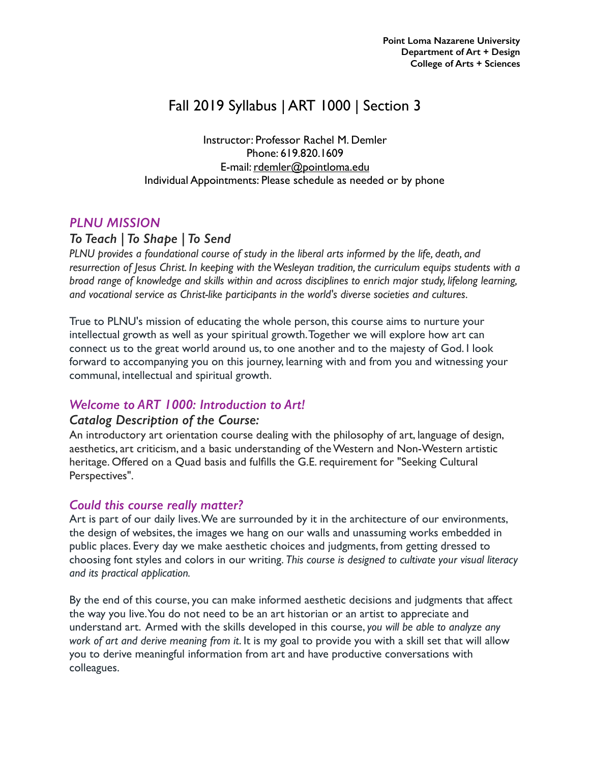**Point Loma Nazarene University**
**Department of Art + Design**
**College of Arts + Sciences**

# Fall 2019 Syllabus | ART 1000 | Section 3

Instructor: Professor Rachel M. Demler
Phone: 619.820.1609
E-mail: rdemler@pointloma.edu
Individual Appointments: Please schedule as needed or by phone

## *PLNU MISSION*

### *To Teach | To Shape | To Send*

*PLNU provides a foundational course of study in the liberal arts informed by the life, death, and resurrection of Jesus Christ. In keeping with the Wesleyan tradition, the curriculum equips students with a broad range of knowledge and skills within and across disciplines to enrich major study, lifelong learning, and vocational service as Christ-like participants in the world's diverse societies and cultures.*

True to PLNU's mission of educating the whole person, this course aims to nurture your intellectual growth as well as your spiritual growth. Together we will explore how art can connect us to the great world around us, to one another and to the majesty of God. I look forward to accompanying you on this journey, learning with and from you and witnessing your communal, intellectual and spiritual growth.

## *Welcome to ART 1000: Introduction to Art!*

### *Catalog Description of the Course:*

An introductory art orientation course dealing with the philosophy of art, language of design, aesthetics, art criticism, and a basic understanding of the Western and Non-Western artistic heritage. Offered on a Quad basis and fulfills the G.E. requirement for "Seeking Cultural Perspectives".

## *Could this course really matter?*

Art is part of our daily lives. We are surrounded by it in the architecture of our environments, the design of websites, the images we hang on our walls and unassuming works embedded in public places. Every day we make aesthetic choices and judgments, from getting dressed to choosing font styles and colors in our writing. *This course is designed to cultivate your visual literacy and its practical application.*

By the end of this course, you can make informed aesthetic decisions and judgments that affect the way you live. You do not need to be an art historian or an artist to appreciate and understand art. Armed with the skills developed in this course, *you will be able to analyze any work of art and derive meaning from it*. It is my goal to provide you with a skill set that will allow you to derive meaningful information from art and have productive conversations with colleagues.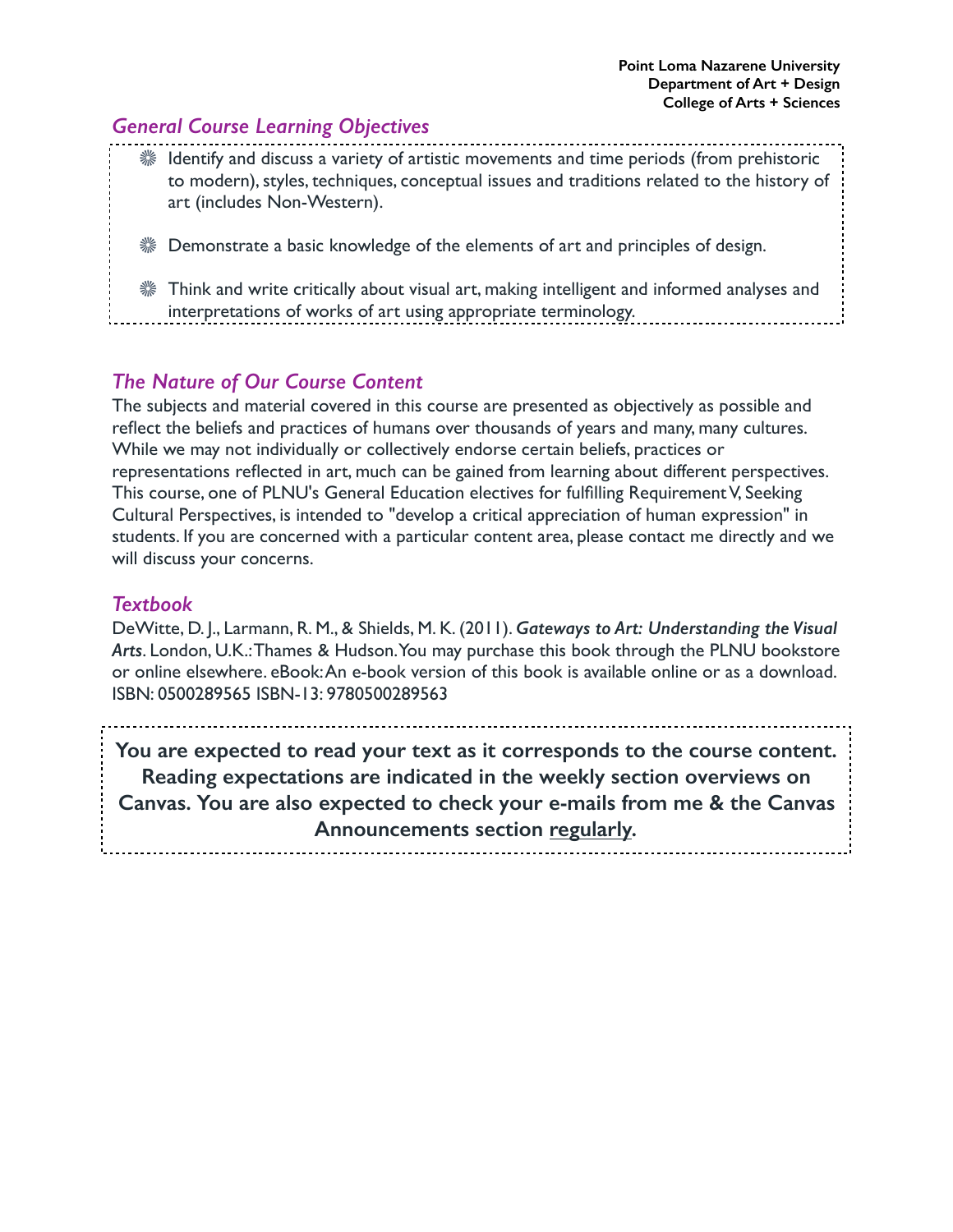## General Course Learning Objectives

- Identify and discuss a variety of artistic movements and time periods (from prehistoric to modern), styles, techniques, conceptual issues and traditions related to the history of art (includes Non-Western).
- Demonstrate a basic knowledge of the elements of art and principles of design.
- Think and write critically about visual art, making intelligent and informed analyses and interpretations of works of art using appropriate terminology.

## The Nature of Our Course Content

The subjects and material covered in this course are presented as objectively as possible and reflect the beliefs and practices of humans over thousands of years and many, many cultures. While we may not individually or collectively endorse certain beliefs, practices or representations reflected in art, much can be gained from learning about different perspectives. This course, one of PLNU's General Education electives for fulfilling Requirement V, Seeking Cultural Perspectives, is intended to "develop a critical appreciation of human expression" in students. If you are concerned with a particular content area, please contact me directly and we will discuss your concerns.

## Textbook

DeWitte, D. J., Larmann, R. M., & Shields, M. K. (2011). ***Gateways to Art: Understanding the Visual Arts***. London, U.K.: Thames & Hudson. You may purchase this book through the PLNU bookstore or online elsewhere. eBook: An e-book version of this book is available online or as a download. ISBN: 0500289565 ISBN-13: 9780500289563

**You are expected to read your text as it corresponds to the course content. Reading expectations are indicated in the weekly section overviews on Canvas. You are also expected to check your e-mails from me & the Canvas Announcements section regularly.**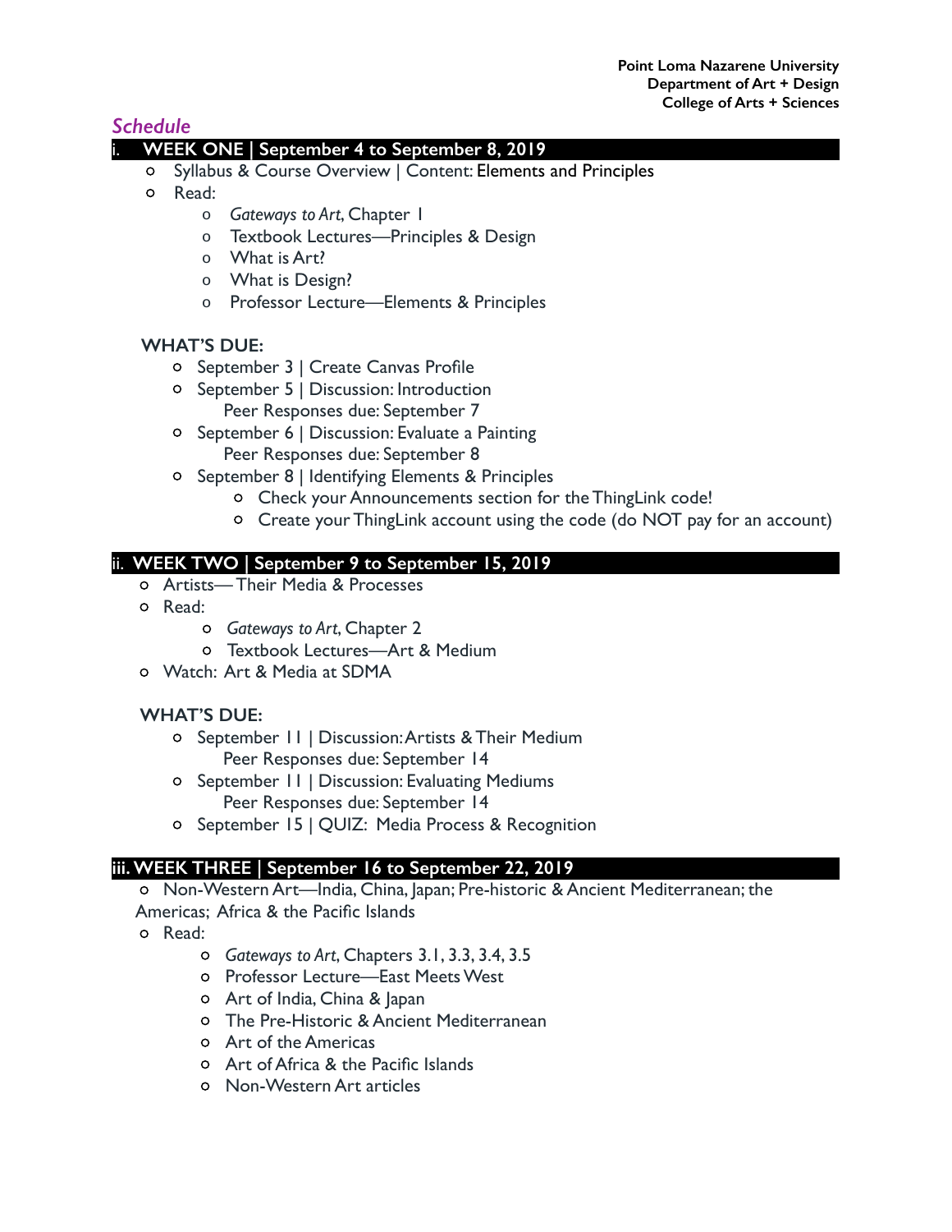## *Schedule*

### i. WEEK ONE | September 4 to September 8, 2019

- Syllabus & Course Overview | Content: Elements and Principles
- Read:
  - *Gateways to Art*, Chapter 1
  - Textbook Lectures—Principles & Design
  - What is Art?
  - What is Design?
  - Professor Lecture—Elements & Principles

**WHAT'S DUE:**

- September 3 | Create Canvas Profile
- September 5 | Discussion: Introduction
  Peer Responses due: September 7
- September 6 | Discussion: Evaluate a Painting
  Peer Responses due: September 8
- September 8 | Identifying Elements & Principles
  - Check your Announcements section for the ThingLink code!
  - Create your ThingLink account using the code (do NOT pay for an account)

### ii. WEEK TWO | September 9 to September 15, 2019

- Artists— Their Media & Processes
- Read:
  - *Gateways to Art*, Chapter 2
  - Textbook Lectures—Art & Medium
- Watch: Art & Media at SDMA

**WHAT'S DUE:**

- September 11 | Discussion: Artists & Their Medium
  Peer Responses due: September 14
- September 11 | Discussion: Evaluating Mediums
  Peer Responses due: September 14
- September 15 | QUIZ: Media Process & Recognition

### iii. WEEK THREE | September 16 to September 22, 2019

- Non-Western Art—India, China, Japan; Pre-historic & Ancient Mediterranean; the Americas; Africa & the Pacific Islands
- Read:
  - *Gateways to Art*, Chapters 3.1, 3.3, 3.4, 3.5
  - Professor Lecture—East Meets West
  - Art of India, China & Japan
  - The Pre-Historic & Ancient Mediterranean
  - Art of the Americas
  - Art of Africa & the Pacific Islands
  - Non-Western Art articles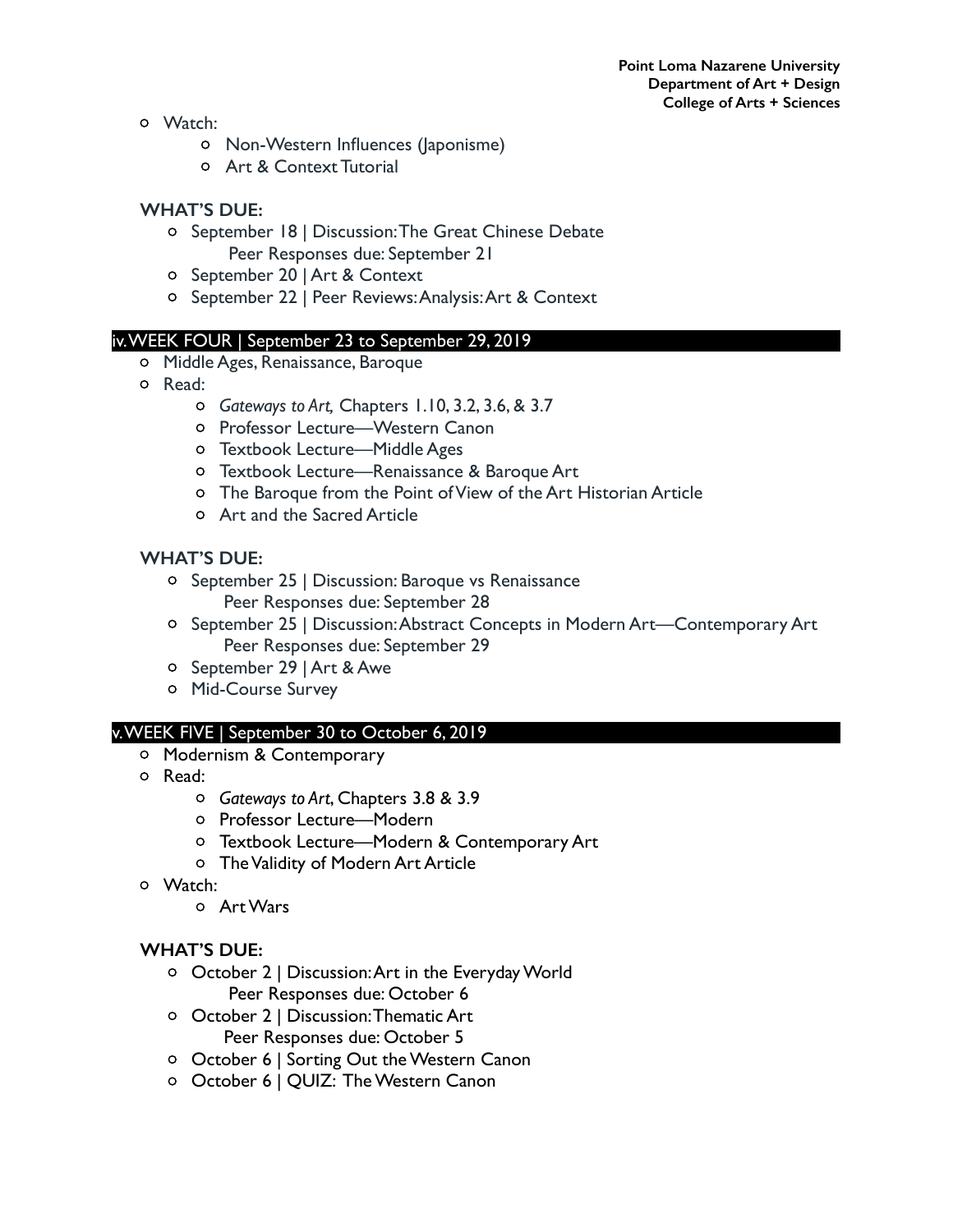- Watch:
  - Non-Western Influences (Japonisme)
  - Art & Context Tutorial

**WHAT'S DUE:**

- September 18 | Discussion: The Great Chinese Debate
  Peer Responses due: September 21
- September 20 | Art & Context
- September 22 | Peer Reviews: Analysis: Art & Context

## iv. WEEK FOUR | September 23 to September 29, 2019

- Middle Ages, Renaissance, Baroque
- Read:
  - *Gateways to Art,* Chapters 1.10, 3.2, 3.6, & 3.7
  - Professor Lecture—Western Canon
  - Textbook Lecture—Middle Ages
  - Textbook Lecture—Renaissance & Baroque Art
  - The Baroque from the Point of View of the Art Historian Article
  - Art and the Sacred Article

**WHAT'S DUE:**

- September 25 | Discussion: Baroque vs Renaissance
  Peer Responses due: September 28
- September 25 | Discussion: Abstract Concepts in Modern Art—Contemporary Art
  Peer Responses due: September 29
- September 29 | Art & Awe
- Mid-Course Survey

## v. WEEK FIVE | September 30 to October 6, 2019

- Modernism & Contemporary
- Read:
  - *Gateways to Art*, Chapters 3.8 & 3.9
  - Professor Lecture—Modern
  - Textbook Lecture—Modern & Contemporary Art
  - The Validity of Modern Art Article
- Watch:
  - Art Wars

**WHAT'S DUE:**

- October 2 | Discussion: Art in the Everyday World
  Peer Responses due: October 6
- October 2 | Discussion: Thematic Art
  Peer Responses due: October 5
- October 6 | Sorting Out the Western Canon
- October 6 | QUIZ: The Western Canon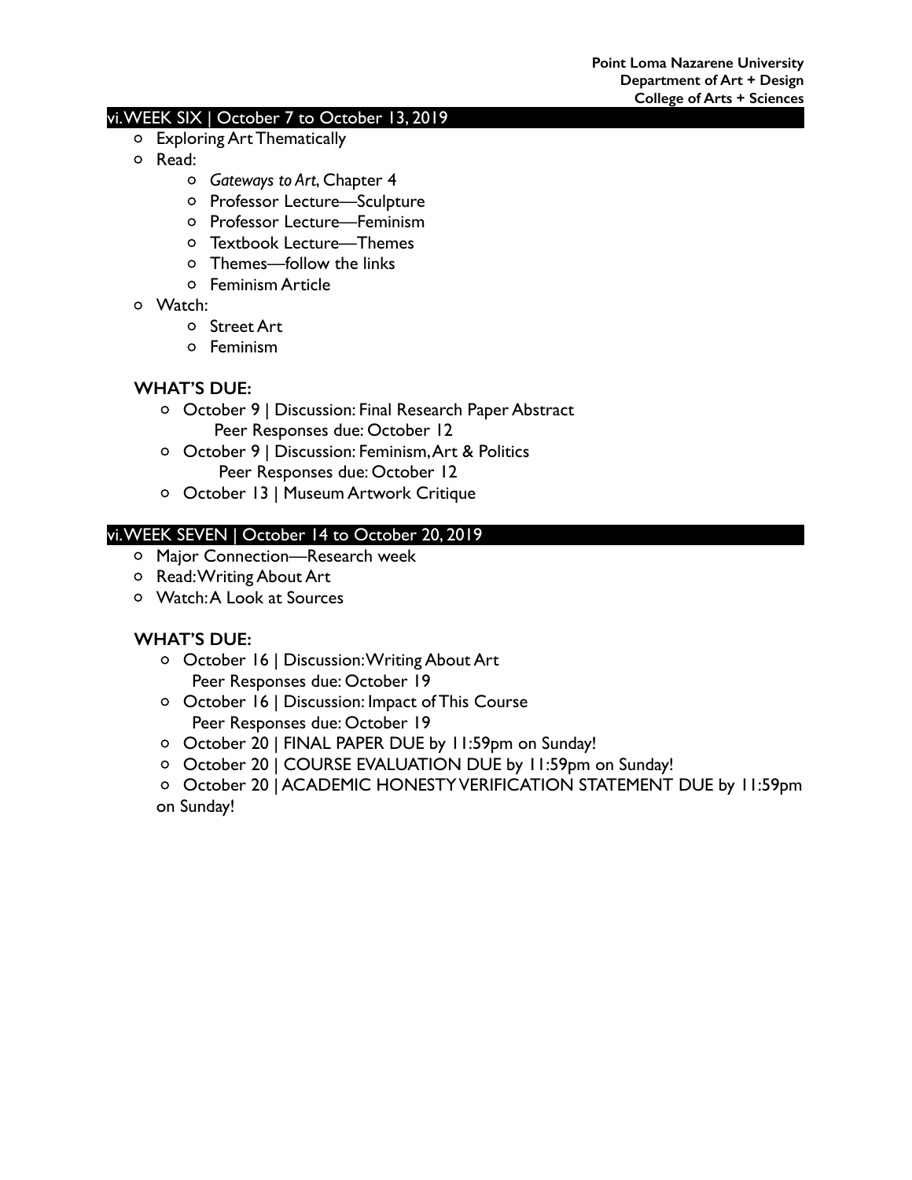## vi. WEEK SIX | October 7 to October 13, 2019

- Exploring Art Thematically
- Read:
    - *Gateways to Art*, Chapter 4
    - Professor Lecture—Sculpture
    - Professor Lecture—Feminism
    - Textbook Lecture—Themes
    - Themes—follow the links
    - Feminism Article
- Watch:
    - Street Art
    - Feminism

**WHAT'S DUE:**

- October 9 | Discussion: Final Research Paper Abstract
  Peer Responses due: October 12
- October 9 | Discussion: Feminism, Art & Politics
  Peer Responses due: October 12
- October 13 | Museum Artwork Critique

## vi. WEEK SEVEN | October 14 to October 20, 2019

- Major Connection—Research week
- Read: Writing About Art
- Watch: A Look at Sources

**WHAT'S DUE:**

- October 16 | Discussion: Writing About Art
  Peer Responses due: October 19
- October 16 | Discussion: Impact of This Course
  Peer Responses due: October 19
- October 20 | FINAL PAPER DUE by 11:59pm on Sunday!
- October 20 | COURSE EVALUATION DUE by 11:59pm on Sunday!
- October 20 | ACADEMIC HONESTY VERIFICATION STATEMENT DUE by 11:59pm on Sunday!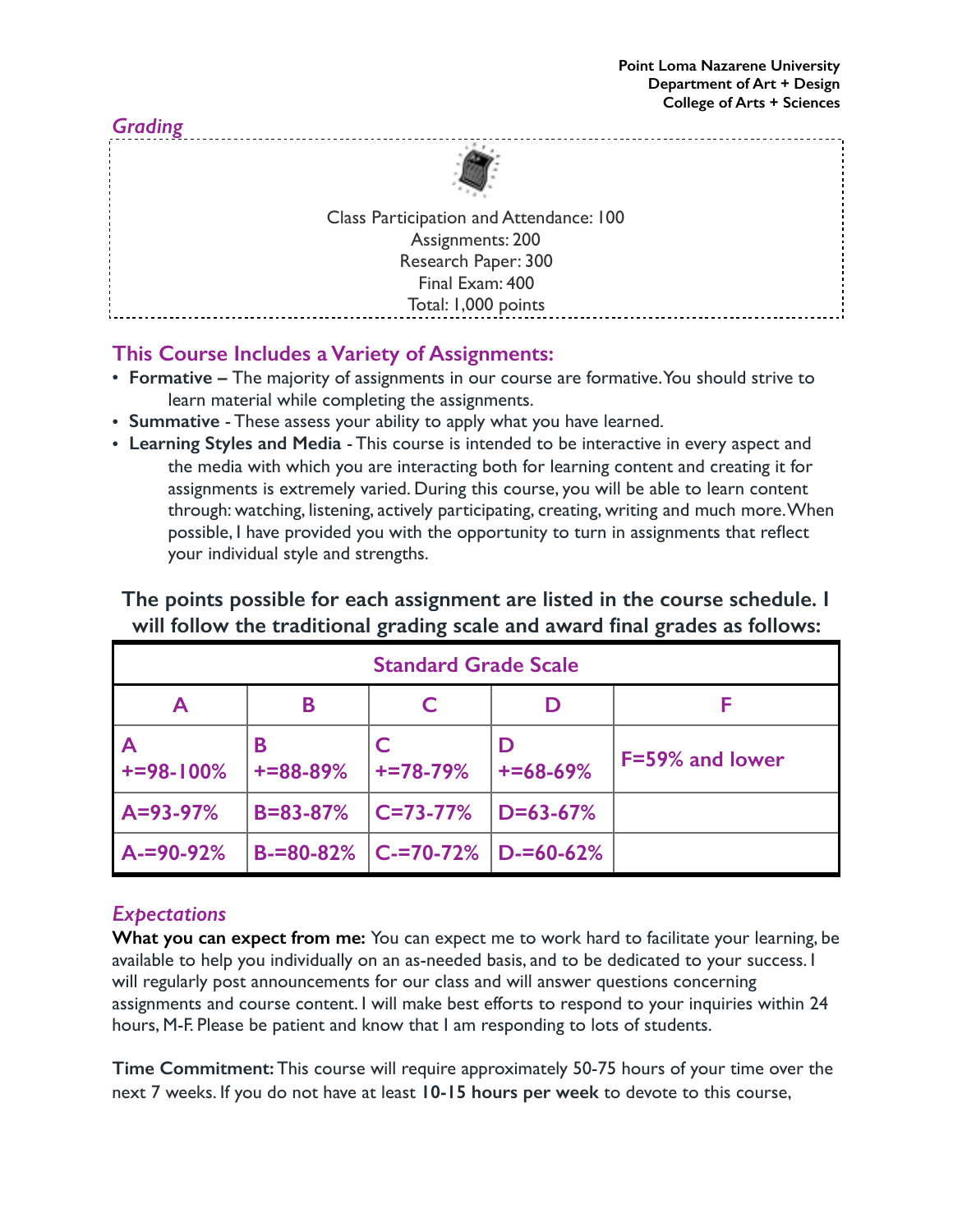## *Grading*

Class Participation and Attendance: 100
Assignments: 200
Research Paper: 300
Final Exam: 400
Total: 1,000 points

## This Course Includes a Variety of Assignments:

- **Formative –** The majority of assignments in our course are formative. You should strive to learn material while completing the assignments.
- **Summative** - These assess your ability to apply what you have learned.
- **Learning Styles and Media** - This course is intended to be interactive in every aspect and the media with which you are interacting both for learning content and creating it for assignments is extremely varied. During this course, you will be able to learn content through: watching, listening, actively participating, creating, writing and much more. When possible, I have provided you with the opportunity to turn in assignments that reflect your individual style and strengths.

**The points possible for each assignment are listed in the course schedule. I will follow the traditional grading scale and award final grades as follows:**

| Standard Grade Scale | | | | |
|---|---|---|---|---|
| A | B | C | D | F |
| A+=98-100% | B+=88-89% | C+=78-79% | D+=68-69% | F=59% and lower |
| A=93-97% | B=83-87% | C=73-77% | D=63-67% | |
| A-=90-92% | B-=80-82% | C-=70-72% | D-=60-62% | |

## *Expectations*

**What you can expect from me:** You can expect me to work hard to facilitate your learning, be available to help you individually on an as-needed basis, and to be dedicated to your success. I will regularly post announcements for our class and will answer questions concerning assignments and course content. I will make best efforts to respond to your inquiries within 24 hours, M-F. Please be patient and know that I am responding to lots of students.

**Time Commitment:** This course will require approximately 50-75 hours of your time over the next 7 weeks. If you do not have at least **10-15 hours per week** to devote to this course,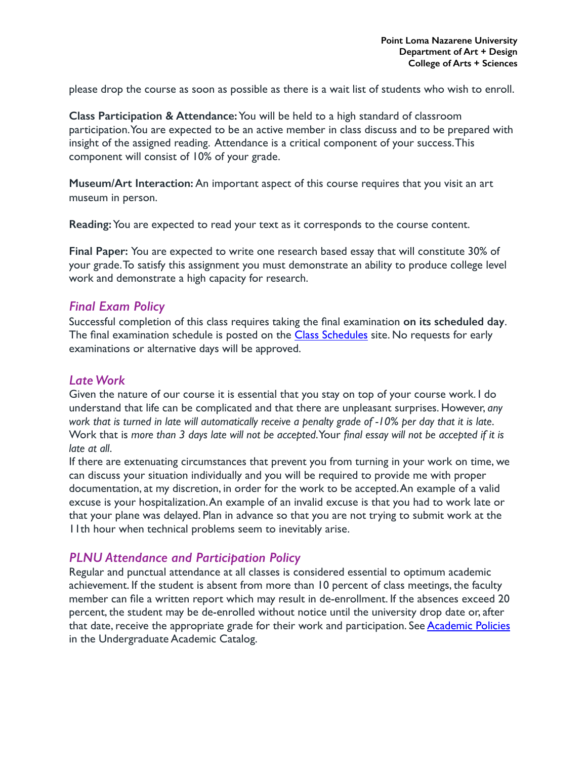please drop the course as soon as possible as there is a wait list of students who wish to enroll.

**Class Participation & Attendance:** You will be held to a high standard of classroom participation. You are expected to be an active member in class discuss and to be prepared with insight of the assigned reading. Attendance is a critical component of your success. This component will consist of 10% of your grade.

**Museum/Art Interaction:** An important aspect of this course requires that you visit an art museum in person.

**Reading:** You are expected to read your text as it corresponds to the course content.

**Final Paper:** You are expected to write one research based essay that will constitute 30% of your grade. To satisfy this assignment you must demonstrate an ability to produce college level work and demonstrate a high capacity for research.

## *Final Exam Policy*

Successful completion of this class requires taking the final examination **on its scheduled day**. The final examination schedule is posted on the [Class Schedules]() site. No requests for early examinations or alternative days will be approved.

## *Late Work*

Given the nature of our course it is essential that you stay on top of your course work. I do understand that life can be complicated and that there are unpleasant surprises. However, *any work that is turned in late will automatically receive a penalty grade of -10% per day that it is late*. Work that is *more than 3 days late will not be accepted*. Your *final essay will not be accepted if it is late at all*.

If there are extenuating circumstances that prevent you from turning in your work on time, we can discuss your situation individually and you will be required to provide me with proper documentation, at my discretion, in order for the work to be accepted. An example of a valid excuse is your hospitalization. An example of an invalid excuse is that you had to work late or that your plane was delayed. Plan in advance so that you are not trying to submit work at the 11th hour when technical problems seem to inevitably arise.

## *PLNU Attendance and Participation Policy*

Regular and punctual attendance at all classes is considered essential to optimum academic achievement. If the student is absent from more than 10 percent of class meetings, the faculty member can file a written report which may result in de-enrollment. If the absences exceed 20 percent, the student may be de-enrolled without notice until the university drop date or, after that date, receive the appropriate grade for their work and participation. See [Academic Policies]() in the Undergraduate Academic Catalog.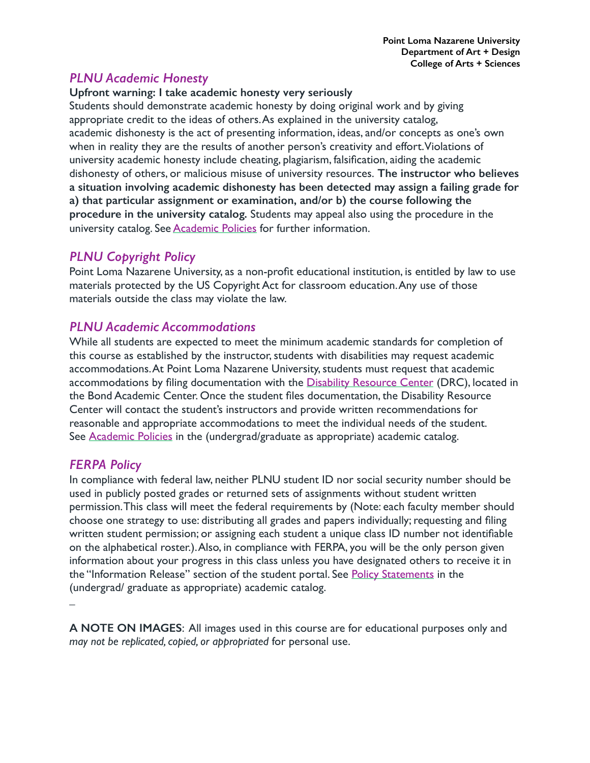## *PLNU Academic Honesty*

**Upfront warning: I take academic honesty very seriously**
Students should demonstrate academic honesty by doing original work and by giving appropriate credit to the ideas of others. As explained in the university catalog, academic dishonesty is the act of presenting information, ideas, and/or concepts as one's own when in reality they are the results of another person's creativity and effort. Violations of university academic honesty include cheating, plagiarism, falsification, aiding the academic dishonesty of others, or malicious misuse of university resources. **The instructor who believes a situation involving academic dishonesty has been detected may assign a failing grade for a) that particular assignment or examination, and/or b) the course following the procedure in the university catalog.** Students may appeal also using the procedure in the university catalog. See Academic Policies for further information.

## *PLNU Copyright Policy*

Point Loma Nazarene University, as a non-profit educational institution, is entitled by law to use materials protected by the US Copyright Act for classroom education. Any use of those materials outside the class may violate the law.

## *PLNU Academic Accommodations*

While all students are expected to meet the minimum academic standards for completion of this course as established by the instructor, students with disabilities may request academic accommodations. At Point Loma Nazarene University, students must request that academic accommodations by filing documentation with the Disability Resource Center (DRC), located in the Bond Academic Center. Once the student files documentation, the Disability Resource Center will contact the student's instructors and provide written recommendations for reasonable and appropriate accommodations to meet the individual needs of the student. See Academic Policies in the (undergrad/graduate as appropriate) academic catalog.

## *FERPA Policy*

In compliance with federal law, neither PLNU student ID nor social security number should be used in publicly posted grades or returned sets of assignments without student written permission. This class will meet the federal requirements by (Note: each faculty member should choose one strategy to use: distributing all grades and papers individually; requesting and filing written student permission; or assigning each student a unique class ID number not identifiable on the alphabetical roster.). Also, in compliance with FERPA, you will be the only person given information about your progress in this class unless you have designated others to receive it in the "Information Release" section of the student portal. See Policy Statements in the (undergrad/ graduate as appropriate) academic catalog.

–

**A NOTE ON IMAGES**: All images used in this course are for educational purposes only and *may not be replicated, copied, or appropriated* for personal use.